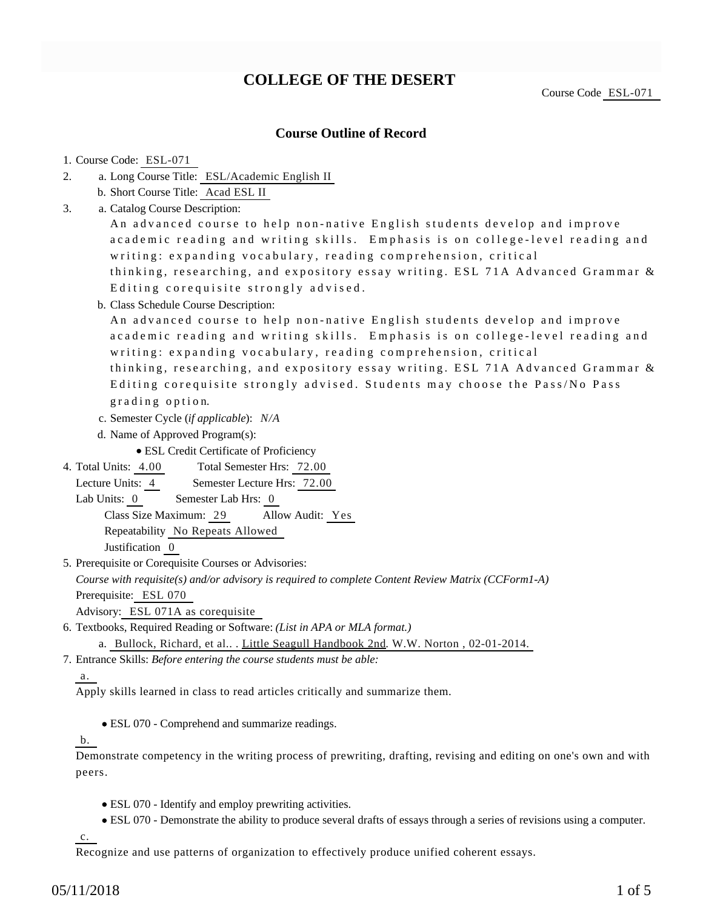# COLLEGE OF THE DESERT

Course Code ESL-071

## Course Outline of Record

1. Course Code: ESL-071
2. a. Long Course Title: ESL/Academic English II
   b. Short Course Title: Acad ESL II
3. a. Catalog Course Description:
   An advanced course to help non-native English students develop and improve academic reading and writing skills. Emphasis is on college-level reading and writing: expanding vocabulary, reading comprehension, critical thinking, researching, and expository essay writing. ESL 71A Advanced Grammar & Editing corequisite strongly advised.
   b. Class Schedule Course Description:
   An advanced course to help non-native English students develop and improve academic reading and writing skills. Emphasis is on college-level reading and writing: expanding vocabulary, reading comprehension, critical thinking, researching, and expository essay writing. ESL 71A Advanced Grammar & Editing corequisite strongly advised. Students may choose the Pass/No Pass grading option.
   c. Semester Cycle (*if applicable*): *N/A*
   d. Name of Approved Program(s):
      - ESL Credit Certificate of Proficiency
4. Total Units: 4.00 Total Semester Hrs: 72.00
   Lecture Units: 4 Semester Lecture Hrs: 72.00
   Lab Units: 0 Semester Lab Hrs: 0
   Class Size Maximum: 29 Allow Audit: Yes
   Repeatability No Repeats Allowed
   Justification 0
5. Prerequisite or Corequisite Courses or Advisories:
   *Course with requisite(s) and/or advisory is required to complete Content Review Matrix (CCForm1-A)*
   Prerequisite: ESL 070
   Advisory: ESL 071A as corequisite
6. Textbooks, Required Reading or Software: *(List in APA or MLA format.)*
   a. Bullock, Richard, et al.. . Little Seagull Handbook 2nd. W.W. Norton , 02-01-2014.
7. Entrance Skills: *Before entering the course students must be able:*

   a.
   Apply skills learned in class to read articles critically and summarize them.

   - ESL 070 - Comprehend and summarize readings.

   b.
   Demonstrate competency in the writing process of prewriting, drafting, revising and editing on one's own and with peers.

   - ESL 070 - Identify and employ prewriting activities.
   - ESL 070 - Demonstrate the ability to produce several drafts of essays through a series of revisions using a computer.

   c.
   Recognize and use patterns of organization to effectively produce unified coherent essays.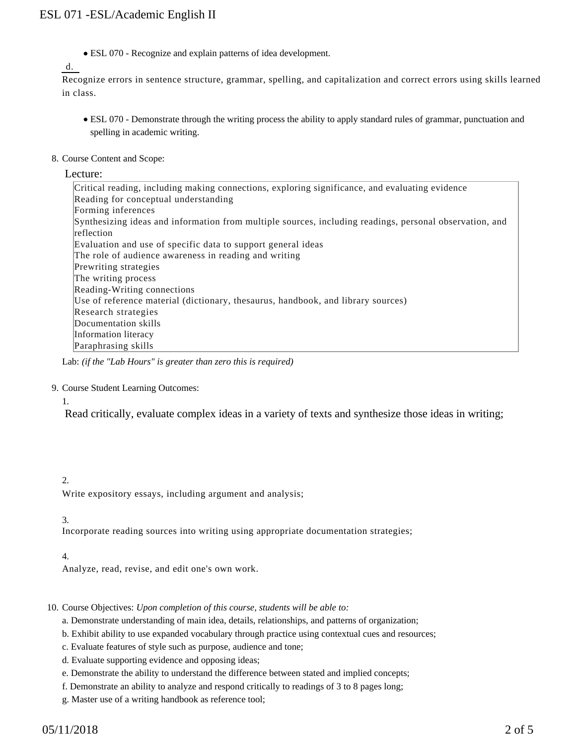- ESL 070 - Recognize and explain patterns of idea development.

d.

Recognize errors in sentence structure, grammar, spelling, and capitalization and correct errors using skills learned in class.

- ESL 070 - Demonstrate through the writing process the ability to apply standard rules of grammar, punctuation and spelling in academic writing.

8. Course Content and Scope:

Lecture:

Critical reading, including making connections, exploring significance, and evaluating evidence
Reading for conceptual understanding
Forming inferences
Synthesizing ideas and information from multiple sources, including readings, personal observation, and reflection
Evaluation and use of specific data to support general ideas
The role of audience awareness in reading and writing
Prewriting strategies
The writing process
Reading-Writing connections
Use of reference material (dictionary, thesaurus, handbook, and library sources)
Research strategies
Documentation skills
Information literacy
Paraphrasing skills

Lab: *(if the "Lab Hours" is greater than zero this is required)*

9. Course Student Learning Outcomes:

1.

Read critically, evaluate complex ideas in a variety of texts and synthesize those ideas in writing;

2.

Write expository essays, including argument and analysis;

3.

Incorporate reading sources into writing using appropriate documentation strategies;

4.

Analyze, read, revise, and edit one's own work.

10. Course Objectives: *Upon completion of this course, students will be able to:*

a. Demonstrate understanding of main idea, details, relationships, and patterns of organization;
b. Exhibit ability to use expanded vocabulary through practice using contextual cues and resources;
c. Evaluate features of style such as purpose, audience and tone;
d. Evaluate supporting evidence and opposing ideas;
e. Demonstrate the ability to understand the difference between stated and implied concepts;
f. Demonstrate an ability to analyze and respond critically to readings of 3 to 8 pages long;
g. Master use of a writing handbook as reference tool;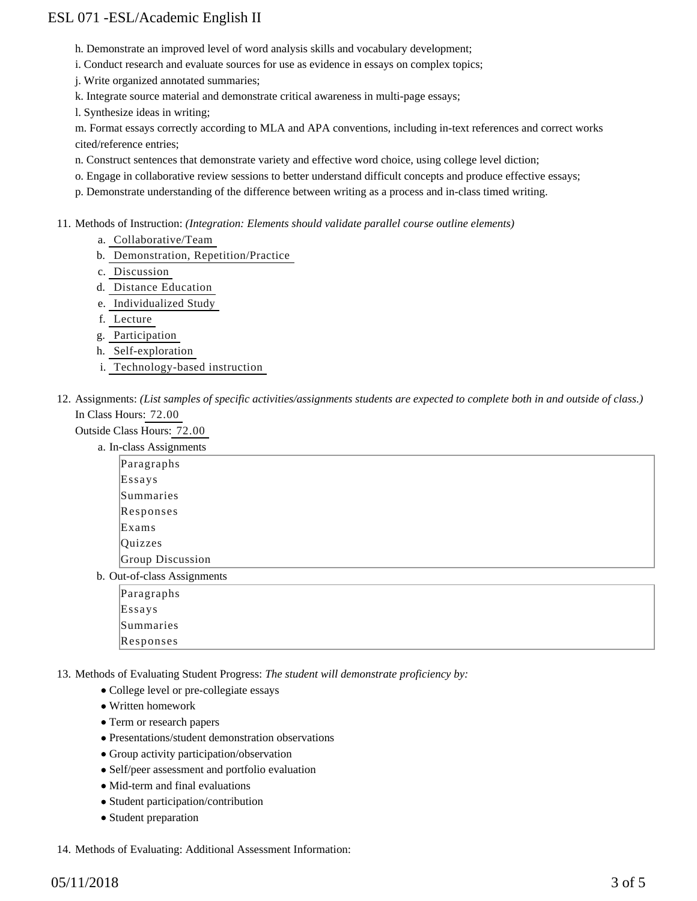h. Demonstrate an improved level of word analysis skills and vocabulary development;

i. Conduct research and evaluate sources for use as evidence in essays on complex topics;

j. Write organized annotated summaries;

k. Integrate source material and demonstrate critical awareness in multi-page essays;

l. Synthesize ideas in writing;

m. Format essays correctly according to MLA and APA conventions, including in-text references and correct works cited/reference entries;

n. Construct sentences that demonstrate variety and effective word choice, using college level diction;

o. Engage in collaborative review sessions to better understand difficult concepts and produce effective essays;

p. Demonstrate understanding of the difference between writing as a process and in-class timed writing.

11. Methods of Instruction: *(Integration: Elements should validate parallel course outline elements)*
    a. Collaborative/Team
    b. Demonstration, Repetition/Practice
    c. Discussion
    d. Distance Education
    e. Individualized Study
    f. Lecture
    g. Participation
    h. Self-exploration
    i. Technology-based instruction

12. Assignments: *(List samples of specific activities/assignments students are expected to complete both in and outside of class.)*

    In Class Hours: 72.00

    Outside Class Hours: 72.00

    a. In-class Assignments

    Paragraphs
    Essays
    Summaries
    Responses
    Exams
    Quizzes
    Group Discussion

    b. Out-of-class Assignments

    Paragraphs
    Essays
    Summaries
    Responses

13. Methods of Evaluating Student Progress: *The student will demonstrate proficiency by:*
    - College level or pre-collegiate essays
    - Written homework
    - Term or research papers
    - Presentations/student demonstration observations
    - Group activity participation/observation
    - Self/peer assessment and portfolio evaluation
    - Mid-term and final evaluations
    - Student participation/contribution
    - Student preparation

14. Methods of Evaluating: Additional Assessment Information: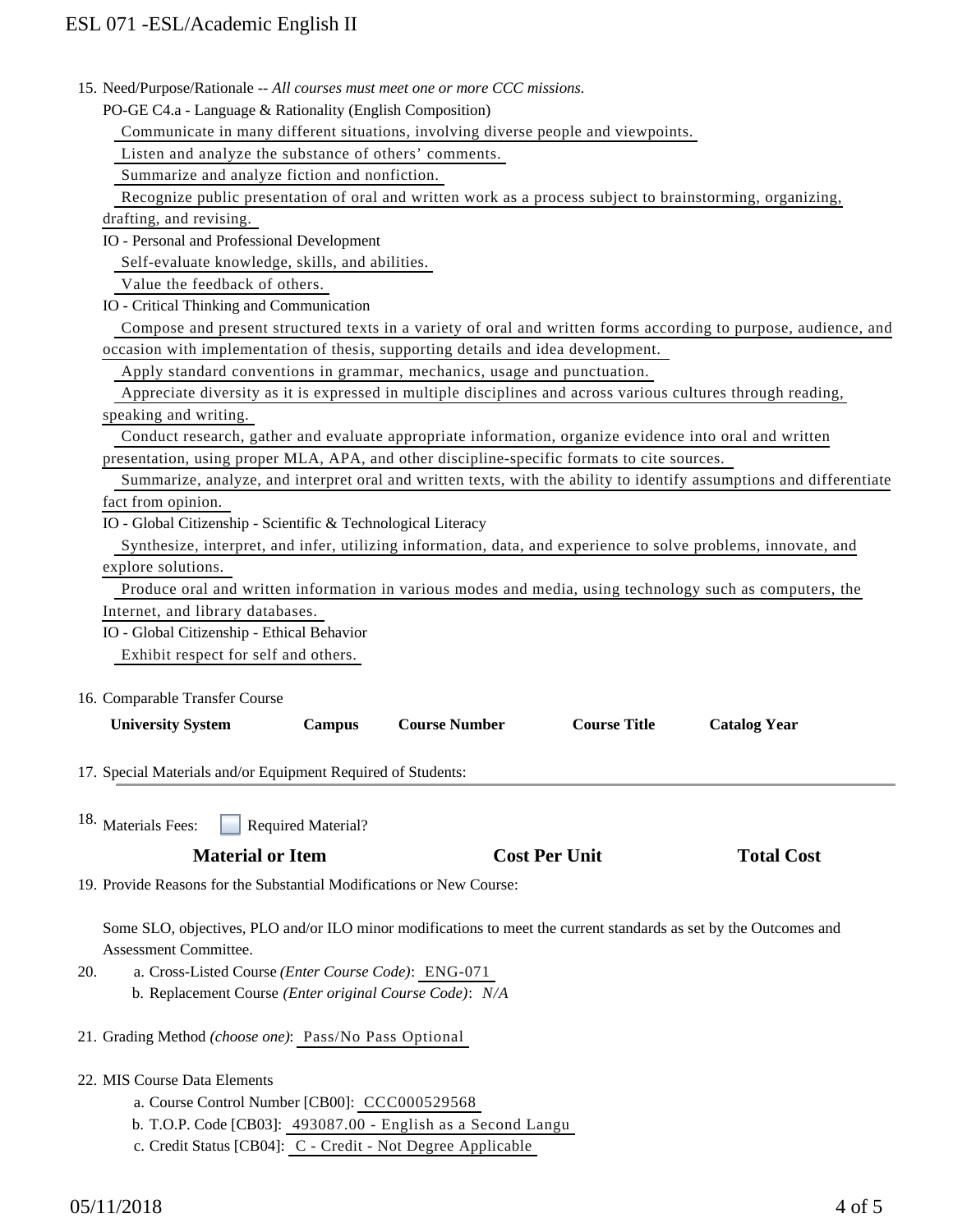15. Need/Purpose/Rationale -- *All courses must meet one or more CCC missions.*

PO-GE C4.a - Language & Rationality (English Composition)

- Communicate in many different situations, involving diverse people and viewpoints.
- Listen and analyze the substance of others' comments.
- Summarize and analyze fiction and nonfiction.
- Recognize public presentation of oral and written work as a process subject to brainstorming, organizing, drafting, and revising.

IO - Personal and Professional Development

- Self-evaluate knowledge, skills, and abilities.
- Value the feedback of others.

IO - Critical Thinking and Communication

- Compose and present structured texts in a variety of oral and written forms according to purpose, audience, and occasion with implementation of thesis, supporting details and idea development.
- Apply standard conventions in grammar, mechanics, usage and punctuation.
- Appreciate diversity as it is expressed in multiple disciplines and across various cultures through reading, speaking and writing.
- Conduct research, gather and evaluate appropriate information, organize evidence into oral and written presentation, using proper MLA, APA, and other discipline-specific formats to cite sources.
- Summarize, analyze, and interpret oral and written texts, with the ability to identify assumptions and differentiate fact from opinion.

IO - Global Citizenship - Scientific & Technological Literacy

- Synthesize, interpret, and infer, utilizing information, data, and experience to solve problems, innovate, and explore solutions.
- Produce oral and written information in various modes and media, using technology such as computers, the Internet, and library databases.

IO - Global Citizenship - Ethical Behavior

- Exhibit respect for self and others.

16. Comparable Transfer Course

| University System | Campus | Course Number | Course Title | Catalog Year |
|---|---|---|---|---|

17. Special Materials and/or Equipment Required of Students:

18. Materials Fees: ☐ Required Material?

| Material or Item | Cost Per Unit | Total Cost |
|---|---|---|

19. Provide Reasons for the Substantial Modifications or New Course:

Some SLO, objectives, PLO and/or ILO minor modifications to meet the current standards as set by the Outcomes and Assessment Committee.

20. a. Cross-Listed Course *(Enter Course Code)*: ENG-071
    b. Replacement Course *(Enter original Course Code)*: *N/A*

21. Grading Method *(choose one)*: Pass/No Pass Optional

22. MIS Course Data Elements
    a. Course Control Number [CB00]: CCC000529568
    b. T.O.P. Code [CB03]: 493087.00 - English as a Second Langu
    c. Credit Status [CB04]: C - Credit - Not Degree Applicable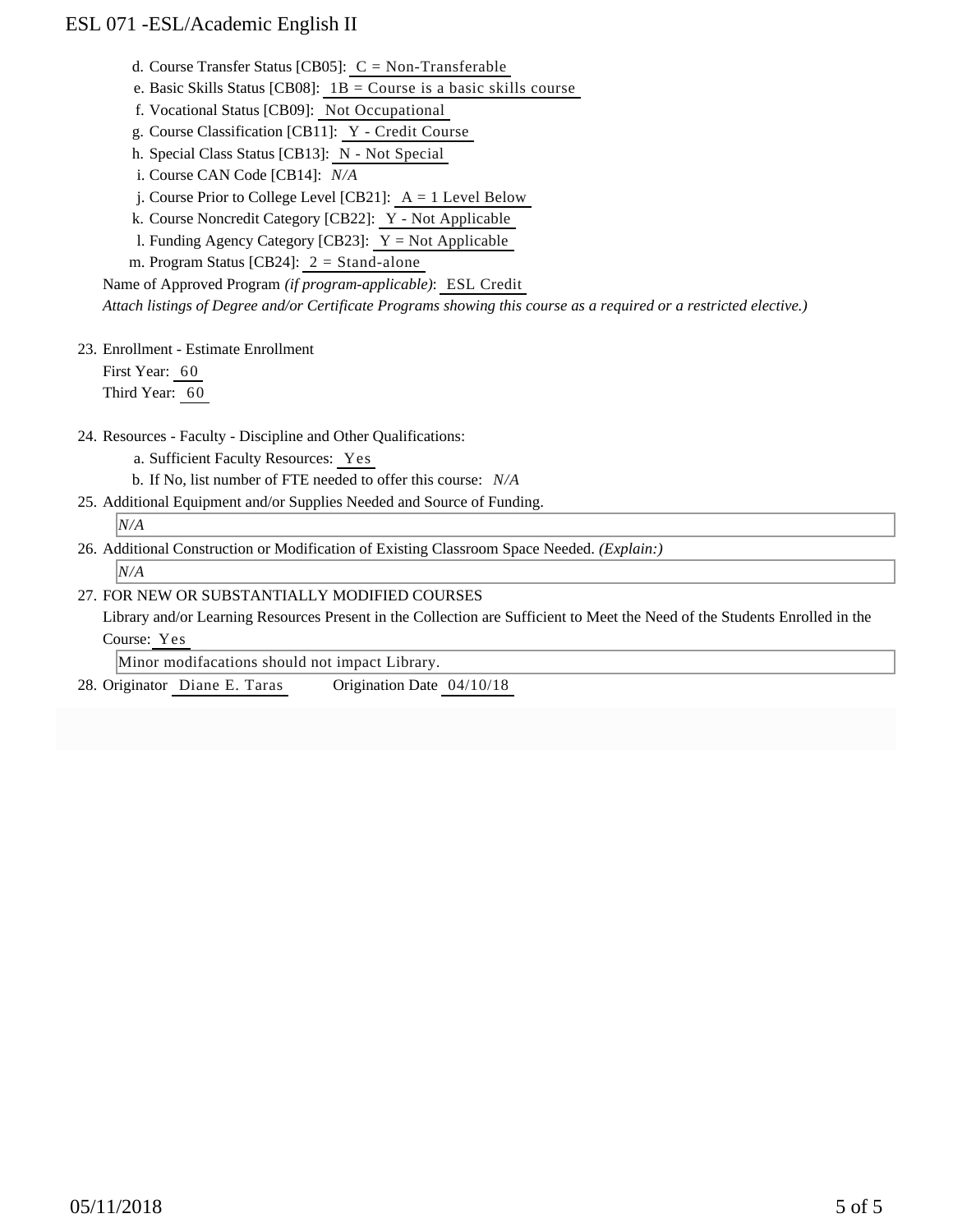d. Course Transfer Status [CB05]: C = Non-Transferable
e. Basic Skills Status [CB08]: 1B = Course is a basic skills course
f. Vocational Status [CB09]: Not Occupational
g. Course Classification [CB11]: Y - Credit Course
h. Special Class Status [CB13]: N - Not Special
i. Course CAN Code [CB14]: *N/A*
j. Course Prior to College Level [CB21]: A = 1 Level Below
k. Course Noncredit Category [CB22]: Y - Not Applicable
l. Funding Agency Category [CB23]: Y = Not Applicable
m. Program Status [CB24]: 2 = Stand-alone

Name of Approved Program *(if program-applicable)*: ESL Credit

*Attach listings of Degree and/or Certificate Programs showing this course as a required or a restricted elective.)*

23. Enrollment - Estimate Enrollment
    First Year: 60
    Third Year: 60

24. Resources - Faculty - Discipline and Other Qualifications:
    a. Sufficient Faculty Resources: Yes
    b. If No, list number of FTE needed to offer this course: *N/A*

25. Additional Equipment and/or Supplies Needed and Source of Funding.
    *N/A*

26. Additional Construction or Modification of Existing Classroom Space Needed. *(Explain:)*
    *N/A*

27. FOR NEW OR SUBSTANTIALLY MODIFIED COURSES
    Library and/or Learning Resources Present in the Collection are Sufficient to Meet the Need of the Students Enrolled in the Course: Yes
    Minor modifacations should not impact Library.

28. Originator Diane E. Taras Origination Date 04/10/18